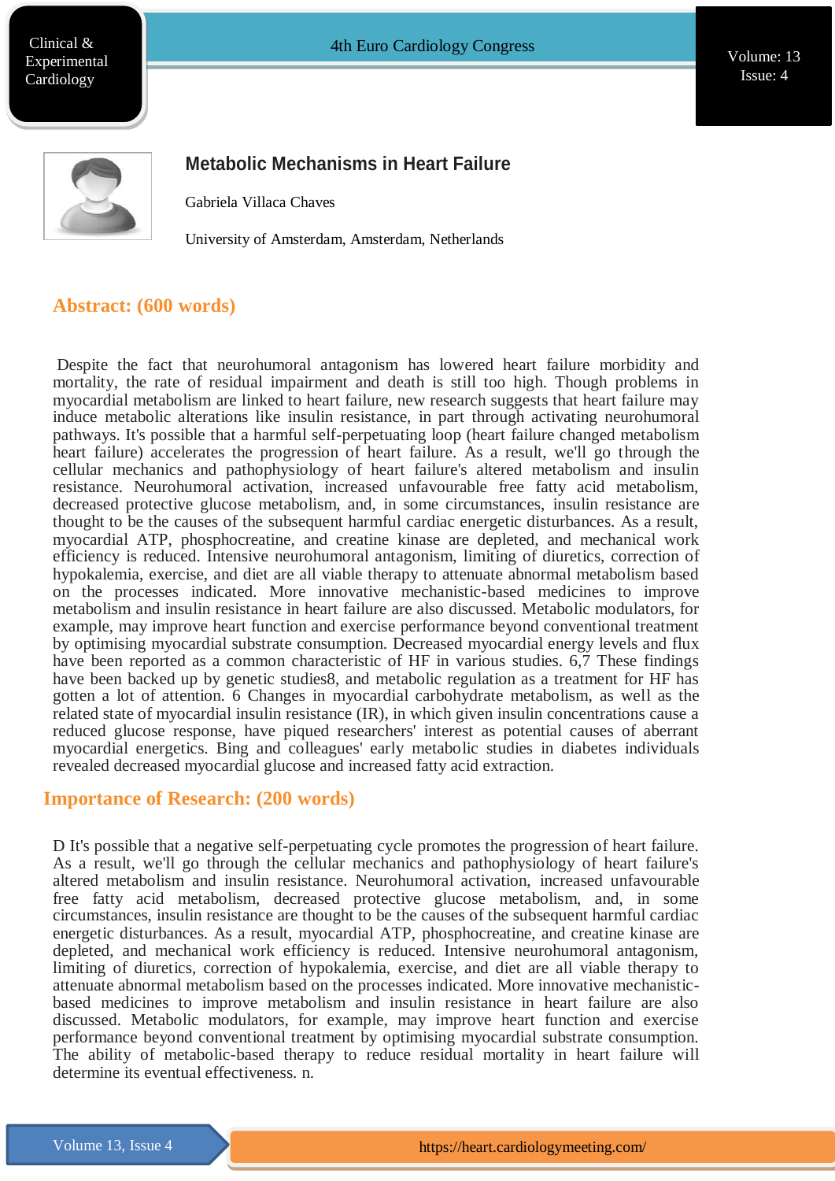# Metabolic Mechanisms in Heart Failure

Gabriela Villaca Chaves

University of Amsterdam, Amsterdam, Netherlands

## Abstract: (600 words)

Despite the fact that neurohumoral antagonism has lowered heart failure morbidity and mortality, the rate of residual impairment and death is still too high. Though problems in myocardial metabolism are linked to heart failure, new research suggests that heart failure may induce metabolic alterations like insulin resistance, in part through activating neurohumoral pathways. It's possible that a harmful self-perpetuating loop (heart failure changed metabolism heart failure) accelerates the progression of heart failure. As a result, we'll go through the cellular mechanics and pathophysiology of heart failure's altered metabolism and insulin resistance. Neurohumoral activation, increased unfavourable free fatty acid metabolism, decreased protective glucose metabolism, and, in some circumstances, insulin resistance are thought to be the causes of the subsequent harmful cardiac energetic disturbances. As a result, myocardial ATP, phosphocreatine, and creatine kinase are depleted, and mechanical work efficiency is reduced. Intensive neurohumoral antagonism, limiting of diuretics, correction of hypokalemia, exercise, and diet are all viable therapy to attenuate abnormal metabolism based on the processes indicated. More innovative mechanistic-based medicines to improve metabolism and insulin resistance in heart failure are also discussed. Metabolic modulators, for example, may improve heart function and exercise performance beyond conventional treatment by optimising myocardial substrate consumption. Decreased myocardial energy levels and flux have been reported as a common characteristic of HF in various studies. 6,7 These findings have been backed up by genetic studies8, and metabolic regulation as a treatment for HF has gotten a lot of attention. 6 Changes in myocardial carbohydrate metabolism, as well as the related state of myocardial insulin resistance (IR), in which given insulin concentrations cause a reduced glucose response, have piqued researchers' interest as potential causes of aberrant myocardial energetics. Bing and colleagues' early metabolic studies in diabetes individuals revealed decreased myocardial glucose and increased fatty acid extraction.

## Importance of Research: (200 words)

D It's possible that a negative self-perpetuating cycle promotes the progression of heart failure. As a result, we'll go through the cellular mechanics and pathophysiology of heart failure's altered metabolism and insulin resistance. Neurohumoral activation, increased unfavourable free fatty acid metabolism, decreased protective glucose metabolism, and, in some circumstances, insulin resistance are thought to be the causes of the subsequent harmful cardiac energetic disturbances. As a result, myocardial ATP, phosphocreatine, and creatine kinase are depleted, and mechanical work efficiency is reduced. Intensive neurohumoral antagonism, limiting of diuretics, correction of hypokalemia, exercise, and diet are all viable therapy to attenuate abnormal metabolism based on the processes indicated. More innovative mechanistic-based medicines to improve metabolism and insulin resistance in heart failure are also discussed. Metabolic modulators, for example, may improve heart function and exercise performance beyond conventional treatment by optimising myocardial substrate consumption. The ability of metabolic-based therapy to reduce residual mortality in heart failure will determine its eventual effectiveness. n.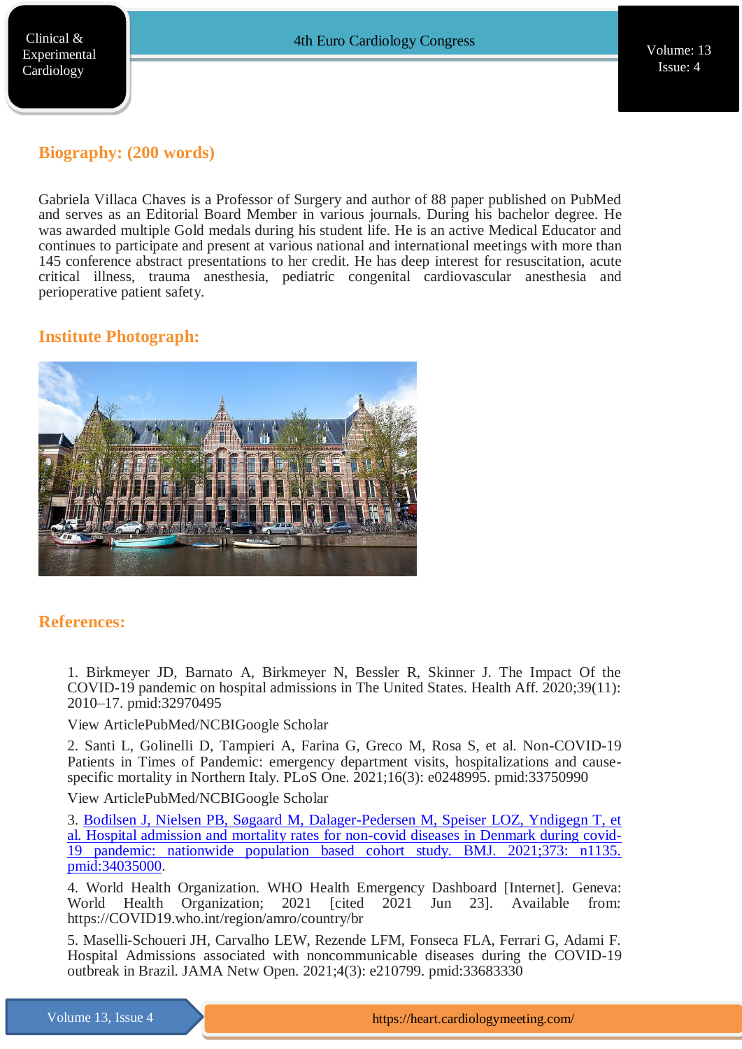## Biography: (200 words)

Gabriela Villaca Chaves is a Professor of Surgery and author of 88 paper published on PubMed and serves as an Editorial Board Member in various journals. During his bachelor degree. He was awarded multiple Gold medals during his student life. He is an active Medical Educator and continues to participate and present at various national and international meetings with more than 145 conference abstract presentations to her credit. He has deep interest for resuscitation, acute critical illness, trauma anesthesia, pediatric congenital cardiovascular anesthesia and perioperative patient safety.

## Institute Photograph:

## References:

1. Birkmeyer JD, Barnato A, Birkmeyer N, Bessler R, Skinner J. The Impact Of the COVID-19 pandemic on hospital admissions in The United States. Health Aff. 2020;39(11): 2010–17. pmid:32970495

View ArticlePubMed/NCBIGoogle Scholar

2. Santi L, Golinelli D, Tampieri A, Farina G, Greco M, Rosa S, et al. Non-COVID-19 Patients in Times of Pandemic: emergency department visits, hospitalizations and cause-specific mortality in Northern Italy. PLoS One. 2021;16(3): e0248995. pmid:33750990

View ArticlePubMed/NCBIGoogle Scholar

3. Bodilsen J, Nielsen PB, Søgaard M, Dalager-Pedersen M, Speiser LOZ, Yndigegn T, et al. Hospital admission and mortality rates for non-covid diseases in Denmark during covid-19 pandemic: nationwide population based cohort study. BMJ. 2021;373: n1135. pmid:34035000.

4. World Health Organization. WHO Health Emergency Dashboard [Internet]. Geneva: World Health Organization; 2021 [cited 2021 Jun 23]. Available from: https://COVID19.who.int/region/amro/country/br

5. Maselli-Schoueri JH, Carvalho LEW, Rezende LFM, Fonseca FLA, Ferrari G, Adami F. Hospital Admissions associated with noncommunicable diseases during the COVID-19 outbreak in Brazil. JAMA Netw Open. 2021;4(3): e210799. pmid:33683330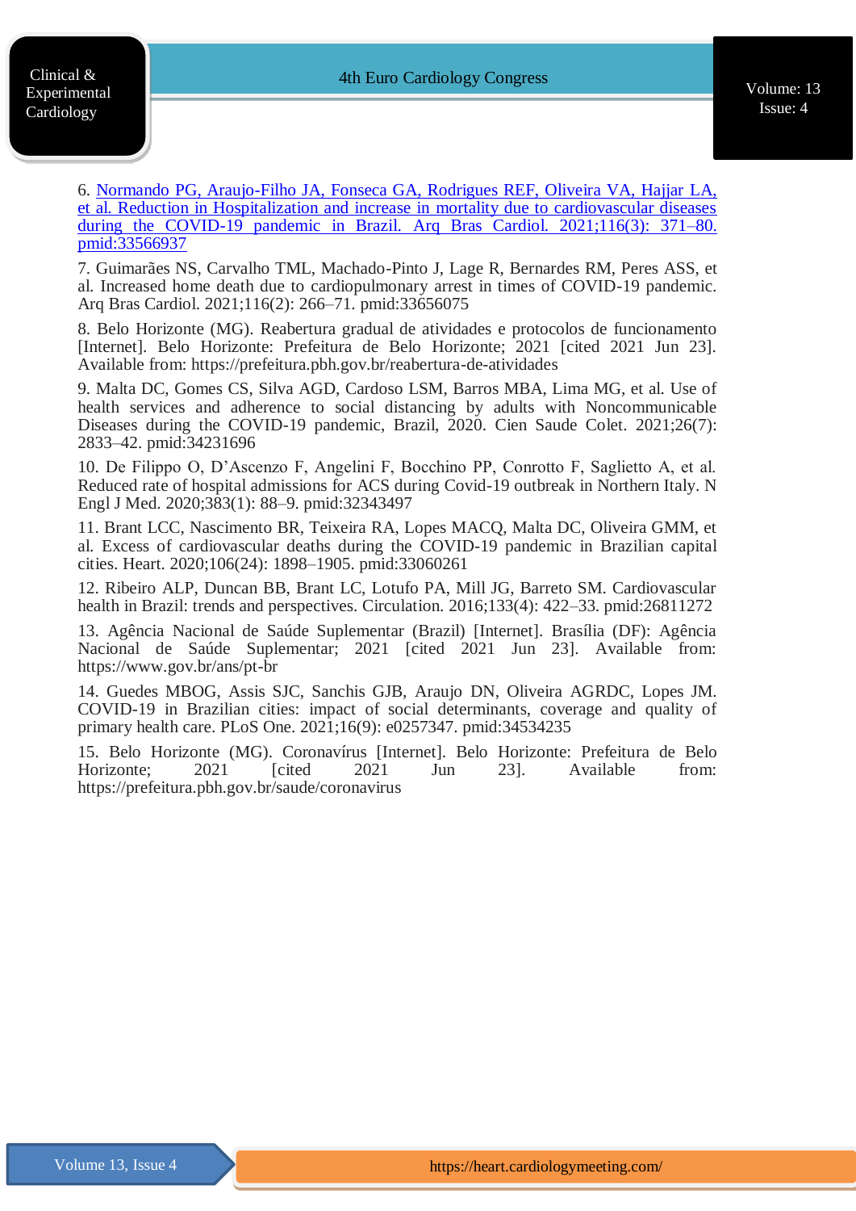6. Normando PG, Araujo-Filho JA, Fonseca GA, Rodrigues REF, Oliveira VA, Hajjar LA, et al. Reduction in Hospitalization and increase in mortality due to cardiovascular diseases during the COVID-19 pandemic in Brazil. Arq Bras Cardiol. 2021;116(3): 371–80. pmid:33566937

7. Guimarães NS, Carvalho TML, Machado-Pinto J, Lage R, Bernardes RM, Peres ASS, et al. Increased home death due to cardiopulmonary arrest in times of COVID-19 pandemic. Arq Bras Cardiol. 2021;116(2): 266–71. pmid:33656075

8. Belo Horizonte (MG). Reabertura gradual de atividades e protocolos de funcionamento [Internet]. Belo Horizonte: Prefeitura de Belo Horizonte; 2021 [cited 2021 Jun 23]. Available from: https://prefeitura.pbh.gov.br/reabertura-de-atividades

9. Malta DC, Gomes CS, Silva AGD, Cardoso LSM, Barros MBA, Lima MG, et al. Use of health services and adherence to social distancing by adults with Noncommunicable Diseases during the COVID-19 pandemic, Brazil, 2020. Cien Saude Colet. 2021;26(7): 2833–42. pmid:34231696

10. De Filippo O, D'Ascenzo F, Angelini F, Bocchino PP, Conrotto F, Saglietto A, et al. Reduced rate of hospital admissions for ACS during Covid-19 outbreak in Northern Italy. N Engl J Med. 2020;383(1): 88–9. pmid:32343497

11. Brant LCC, Nascimento BR, Teixeira RA, Lopes MACQ, Malta DC, Oliveira GMM, et al. Excess of cardiovascular deaths during the COVID-19 pandemic in Brazilian capital cities. Heart. 2020;106(24): 1898–1905. pmid:33060261

12. Ribeiro ALP, Duncan BB, Brant LC, Lotufo PA, Mill JG, Barreto SM. Cardiovascular health in Brazil: trends and perspectives. Circulation. 2016;133(4): 422–33. pmid:26811272

13. Agência Nacional de Saúde Suplementar (Brazil) [Internet]. Brasília (DF): Agência Nacional de Saúde Suplementar; 2021 [cited 2021 Jun 23]. Available from: https://www.gov.br/ans/pt-br

14. Guedes MBOG, Assis SJC, Sanchis GJB, Araujo DN, Oliveira AGRDC, Lopes JM. COVID-19 in Brazilian cities: impact of social determinants, coverage and quality of primary health care. PLoS One. 2021;16(9): e0257347. pmid:34534235

15. Belo Horizonte (MG). Coronavírus [Internet]. Belo Horizonte: Prefeitura de Belo Horizonte; 2021 [cited 2021 Jun 23]. Available from: https://prefeitura.pbh.gov.br/saude/coronavirus